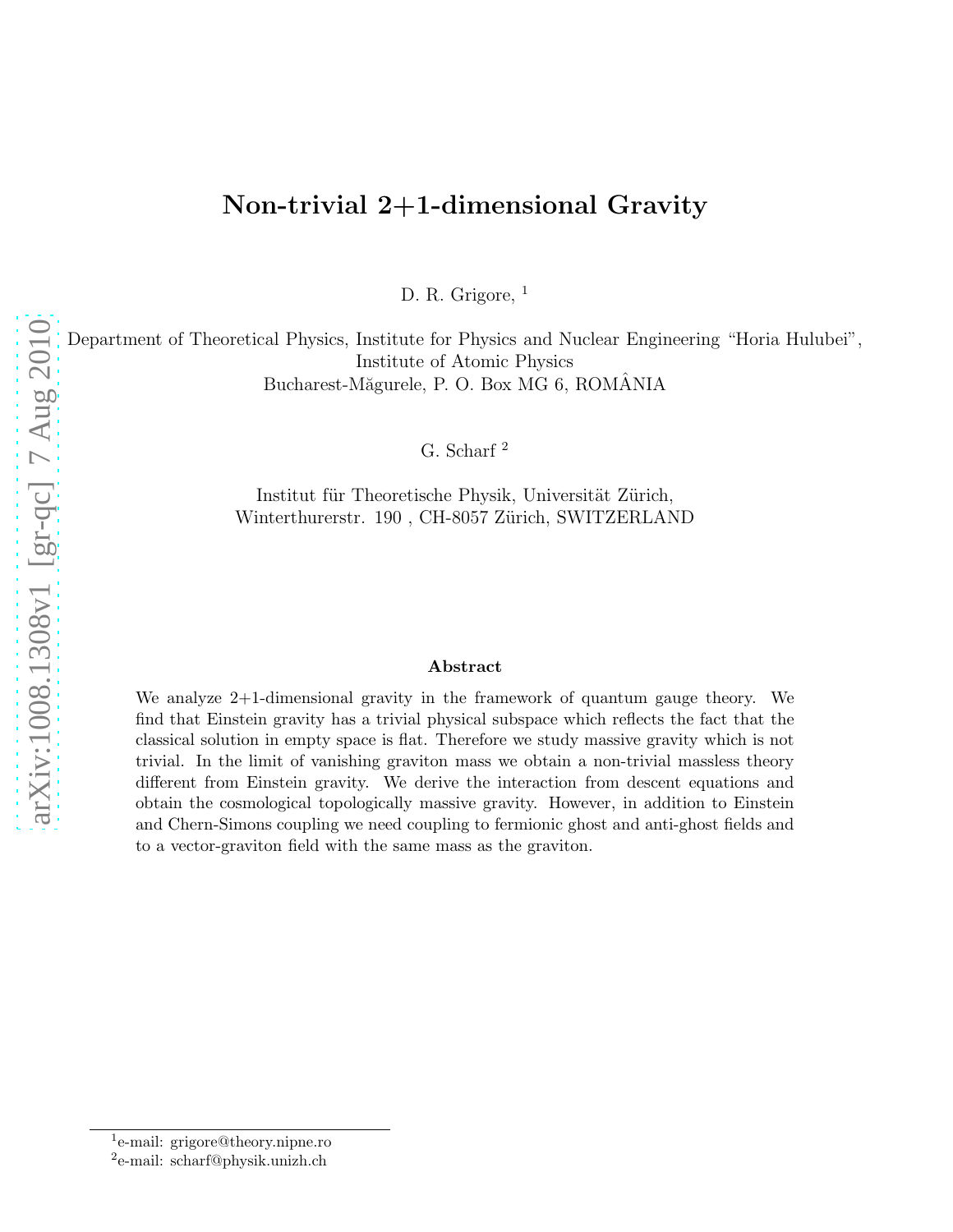# Non-trivial 2+1-dimensional Gravity

D. R. Grigore, [1]

Department of Theoretical Physics, Institute for Physics and Nuclear Engineering "Horia Hulubei",
Institute of Atomic Physics
Bucharest-Măgurele, P. O. Box MG 6, ROMÂNIA

G. Scharf [2]

Institut für Theoretische Physik, Universität Zürich,
Winterthurerstr. 190 , CH-8057 Zürich, SWITZERLAND

### Abstract

We analyze 2+1-dimensional gravity in the framework of quantum gauge theory. We find that Einstein gravity has a trivial physical subspace which reflects the fact that the classical solution in empty space is flat. Therefore we study massive gravity which is not trivial. In the limit of vanishing graviton mass we obtain a non-trivial massless theory different from Einstein gravity. We derive the interaction from descent equations and obtain the cosmological topologically massive gravity. However, in addition to Einstein and Chern-Simons coupling we need coupling to fermionic ghost and anti-ghost fields and to a vector-graviton field with the same mass as the graviton.

[1] e-mail: grigore@theory.nipne.ro

[2] e-mail: scharf@physik.unizh.ch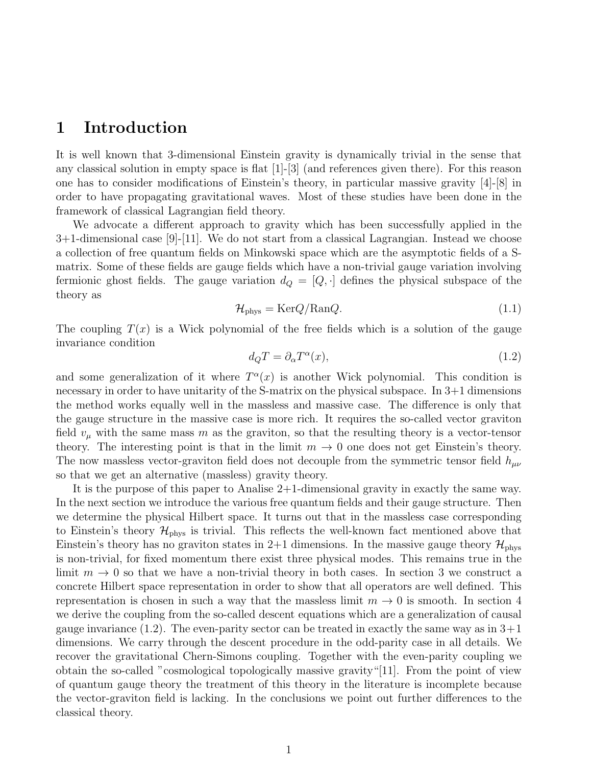# 1 Introduction

It is well known that 3-dimensional Einstein gravity is dynamically trivial in the sense that any classical solution in empty space is flat [1]-[3] (and references given there). For this reason one has to consider modifications of Einstein's theory, in particular massive gravity [4]-[8] in order to have propagating gravitational waves. Most of these studies have been done in the framework of classical Lagrangian field theory.

We advocate a different approach to gravity which has been successfully applied in the 3+1-dimensional case [9]-[11]. We do not start from a classical Lagrangian. Instead we choose a collection of free quantum fields on Minkowski space which are the asymptotic fields of a S-matrix. Some of these fields are gauge fields which have a non-trivial gauge variation involving fermionic ghost fields. The gauge variation $d_Q = [Q, \cdot]$ defines the physical subspace of the theory as

$$\mathcal{H}_{\rm phys} = {\rm Ker}Q/{\rm Ran}Q. \tag{1.1}$$

The coupling $T(x)$ is a Wick polynomial of the free fields which is a solution of the gauge invariance condition

$$d_Q T = \partial_\alpha T^\alpha(x), \tag{1.2}$$

and some generalization of it where $T^\alpha(x)$ is another Wick polynomial. This condition is necessary in order to have unitarity of the S-matrix on the physical subspace. In 3+1 dimensions the method works equally well in the massless and massive case. The difference is only that the gauge structure in the massive case is more rich. It requires the so-called vector graviton field $v_\mu$ with the same mass $m$ as the graviton, so that the resulting theory is a vector-tensor theory. The interesting point is that in the limit $m \to 0$ one does not get Einstein's theory. The now massless vector-graviton field does not decouple from the symmetric tensor field $h_{\mu\nu}$ so that we get an alternative (massless) gravity theory.

It is the purpose of this paper to Analise 2+1-dimensional gravity in exactly the same way. In the next section we introduce the various free quantum fields and their gauge structure. Then we determine the physical Hilbert space. It turns out that in the massless case corresponding to Einstein's theory $\mathcal{H}_{\rm phys}$ is trivial. This reflects the well-known fact mentioned above that Einstein's theory has no graviton states in 2+1 dimensions. In the massive gauge theory $\mathcal{H}_{\rm phys}$ is non-trivial, for fixed momentum there exist three physical modes. This remains true in the limit $m \to 0$ so that we have a non-trivial theory in both cases. In section 3 we construct a concrete Hilbert space representation in order to show that all operators are well defined. This representation is chosen in such a way that the massless limit $m \to 0$ is smooth. In section 4 we derive the coupling from the so-called descent equations which are a generalization of causal gauge invariance (1.2). The even-parity sector can be treated in exactly the same way as in 3+1 dimensions. We carry through the descent procedure in the odd-parity case in all details. We recover the gravitational Chern-Simons coupling. Together with the even-parity coupling we obtain the so-called "cosmological topologically massive gravity"[11]. From the point of view of quantum gauge theory the treatment of this theory in the literature is incomplete because the vector-graviton field is lacking. In the conclusions we point out further differences to the classical theory.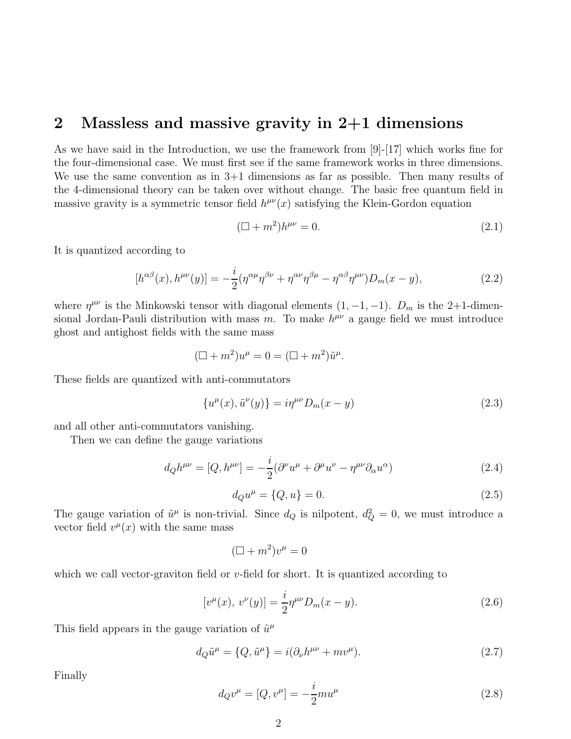## 2 Massless and massive gravity in 2+1 dimensions

As we have said in the Introduction, we use the framework from [9]-[17] which works fine for the four-dimensional case. We must first see if the same framework works in three dimensions. We use the same convention as in 3+1 dimensions as far as possible. Then many results of the 4-dimensional theory can be taken over without change. The basic free quantum field in massive gravity is a symmetric tensor field $h^{\mu\nu}(x)$ satisfying the Klein-Gordon equation

$$(\square + m^2)h^{\mu\nu} = 0. \tag{2.1}$$

It is quantized according to

$$[h^{\alpha\beta}(x), h^{\mu\nu}(y)] = -\frac{i}{2}(\eta^{\alpha\mu}\eta^{\beta\nu} + \eta^{\alpha\nu}\eta^{\beta\mu} - \eta^{\alpha\beta}\eta^{\mu\nu})D_m(x-y), \tag{2.2}$$

where $\eta^{\mu\nu}$ is the Minkowski tensor with diagonal elements $(1, -1, -1)$. $D_m$ is the 2+1-dimensional Jordan-Pauli distribution with mass $m$. To make $h^{\mu\nu}$ a gauge field we must introduce ghost and antighost fields with the same mass

$$(\square + m^2)u^\mu = 0 = (\square + m^2)\tilde{u}^\mu.$$

These fields are quantized with anti-commutators

$$\{u^\mu(x), \tilde{u}^\nu(y)\} = i\eta^{\mu\nu}D_m(x-y) \tag{2.3}$$

and all other anti-commutators vanishing.

Then we can define the gauge variations

$$d_Q h^{\mu\nu} = [Q, h^{\mu\nu}] = -\frac{i}{2}(\partial^\nu u^\mu + \partial^\mu u^\nu - \eta^{\mu\nu}\partial_\alpha u^\alpha) \tag{2.4}$$

$$d_Q u^\mu = \{Q, u\} = 0. \tag{2.5}$$

The gauge variation of $\tilde{u}^\mu$ is non-trivial. Since $d_Q$ is nilpotent, $d_Q^2 = 0$, we must introduce a vector field $v^\mu(x)$ with the same mass

$$(\square + m^2)v^\mu = 0$$

which we call vector-graviton field or $v$-field for short. It is quantized according to

$$[v^\mu(x),\ v^\nu(y)] = \frac{i}{2}\eta^{\mu\nu}D_m(x-y). \tag{2.6}$$

This field appears in the gauge variation of $\tilde{u}^\mu$

$$d_Q\tilde{u}^\mu = \{Q, \tilde{u}^\mu\} = i(\partial_\nu h^{\mu\nu} + mv^\mu). \tag{2.7}$$

Finally

$$d_Q v^\mu = [Q, v^\mu] = -\frac{i}{2}mu^\mu \tag{2.8}$$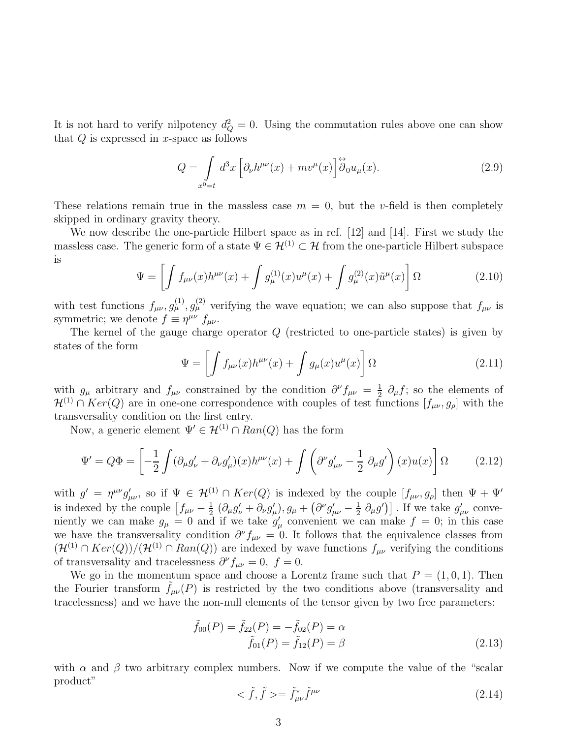It is not hard to verify nilpotency $d_Q^2 = 0$. Using the commutation rules above one can show that $Q$ is expressed in $x$-space as follows

$$Q = \int_{x^0=t} d^3x \left[\partial_\nu h^{\mu\nu}(x) + m v^\mu(x)\right] \overleftrightarrow{\partial_0} u_\mu(x). \tag{2.9}$$

These relations remain true in the massless case $m = 0$, but the $v$-field is then completely skipped in ordinary gravity theory.

We now describe the one-particle Hilbert space as in ref. [12] and [14]. First we study the massless case. The generic form of a state $\Psi \in \mathcal{H}^{(1)} \subset \mathcal{H}$ from the one-particle Hilbert subspace is

$$\Psi = \left[\int f_{\mu\nu}(x) h^{\mu\nu}(x) + \int g_\mu^{(1)}(x) u^\mu(x) + \int g_\mu^{(2)}(x) \tilde{u}^\mu(x)\right] \Omega \tag{2.10}$$

with test functions $f_{\mu\nu}, g_\mu^{(1)}, g_\mu^{(2)}$ verifying the wave equation; we can also suppose that $f_{\mu\nu}$ is symmetric; we denote $f \equiv \eta^{\mu\nu}\ f_{\mu\nu}$.

The kernel of the gauge charge operator $Q$ (restricted to one-particle states) is given by states of the form

$$\Psi = \left[\int f_{\mu\nu}(x) h^{\mu\nu}(x) + \int g_\mu(x) u^\mu(x)\right] \Omega \tag{2.11}$$

with $g_\mu$ arbitrary and $f_{\mu\nu}$ constrained by the condition $\partial^\nu f_{\mu\nu} = \frac{1}{2}\ \partial_\mu f$; so the elements of $\mathcal{H}^{(1)} \cap Ker(Q)$ are in one-one correspondence with couples of test functions $[f_{\mu\nu}, g_\rho]$ with the transversality condition on the first entry.

Now, a generic element $\Psi' \in \mathcal{H}^{(1)} \cap Ran(Q)$ has the form

$$\Psi' = Q\Phi = \left[-\frac{1}{2}\int (\partial_\mu g'_\nu + \partial_\nu g'_\mu)(x) h^{\mu\nu}(x) + \int \left(\partial^\nu g'_{\mu\nu} - \frac{1}{2}\ \partial_\mu g'\right)(x) u(x)\right] \Omega \tag{2.12}$$

with $g' = \eta^{\mu\nu} g'_{\mu\nu}$, so if $\Psi \in \mathcal{H}^{(1)} \cap Ker(Q)$ is indexed by the couple $[f_{\mu\nu}, g_\rho]$ then $\Psi + \Psi'$ is indexed by the couple $\left[f_{\mu\nu} - \frac{1}{2}\left(\partial_\mu g'_\nu + \partial_\nu g'_\mu\right), g_\mu + \left(\partial^\nu g'_{\mu\nu} - \frac{1}{2}\ \partial_\mu g'\right)\right]$. If we take $g'_{\mu\nu}$ conveniently we can make $g_\mu = 0$ and if we take $g'_\mu$ convenient we can make $f = 0$; in this case we have the transversality condition $\partial^\nu f_{\mu\nu} = 0$. It follows that the equivalence classes from $(\mathcal{H}^{(1)} \cap Ker(Q))/(\mathcal{H}^{(1)} \cap Ran(Q))$ are indexed by wave functions $f_{\mu\nu}$ verifying the conditions of transversality and tracelessness $\partial^\nu f_{\mu\nu} = 0,\ f = 0$.

We go in the momentum space and choose a Lorentz frame such that $P = (1, 0, 1)$. Then the Fourier transform $\tilde{f}_{\mu\nu}(P)$ is restricted by the two conditions above (transversality and tracelessness) and we have the non-null elements of the tensor given by two free parameters:

$$\begin{aligned} \tilde{f}_{00}(P) = \tilde{f}_{22}(P) = -\tilde{f}_{02}(P) = \alpha \\ \tilde{f}_{01}(P) = \tilde{f}_{12}(P) = \beta \end{aligned} \tag{2.13}$$

with $\alpha$ and $\beta$ two arbitrary complex numbers. Now if we compute the value of the "scalar product"

$$< \tilde{f}, \tilde{f} >= \tilde{f}^*_{\mu\nu} \tilde{f}^{\mu\nu} \tag{2.14}$$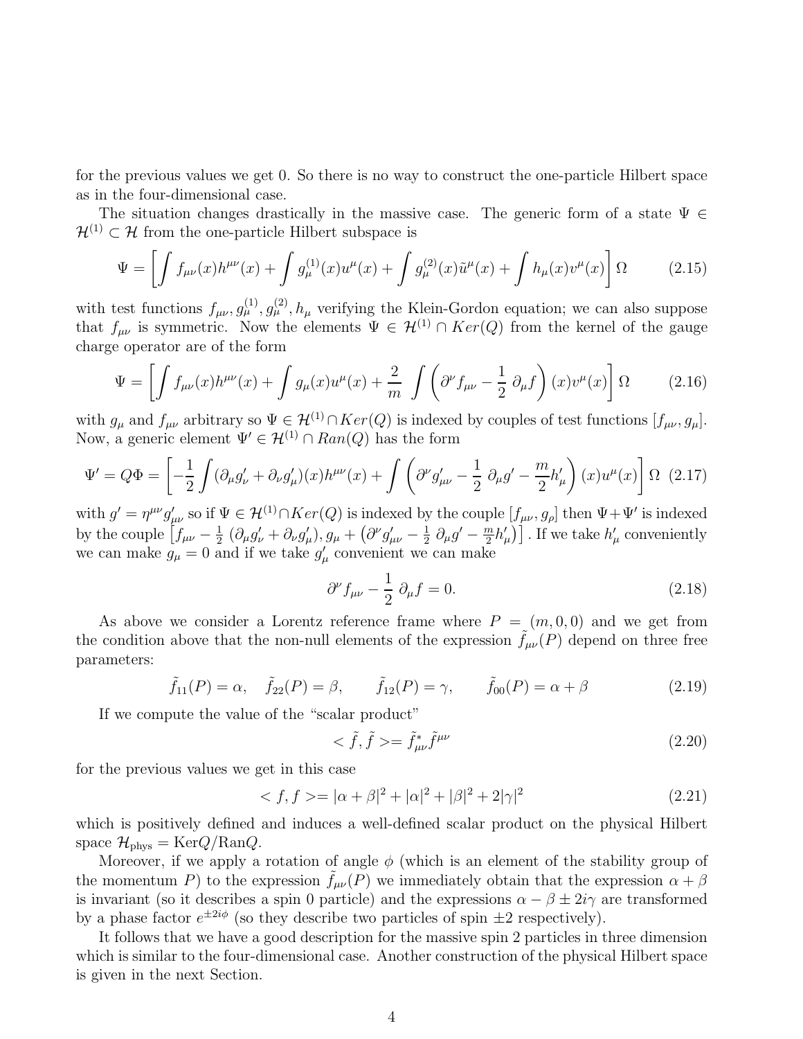for the previous values we get 0. So there is no way to construct the one-particle Hilbert space as in the four-dimensional case.

The situation changes drastically in the massive case. The generic form of a state $\Psi \in \mathcal{H}^{(1)} \subset \mathcal{H}$ from the one-particle Hilbert subspace is

$$\Psi = \left[ \int f_{\mu\nu}(x) h^{\mu\nu}(x) + \int g^{(1)}_\mu(x) u^\mu(x) + \int g^{(2)}_\mu(x) \tilde{u}^\mu(x) + \int h_\mu(x) v^\mu(x) \right] \Omega \tag{2.15}$$

with test functions $f_{\mu\nu}, g^{(1)}_\mu, g^{(2)}_\mu, h_\mu$ verifying the Klein-Gordon equation; we can also suppose that $f_{\mu\nu}$ is symmetric. Now the elements $\Psi \in \mathcal{H}^{(1)} \cap Ker(Q)$ from the kernel of the gauge charge operator are of the form

$$\Psi = \left[ \int f_{\mu\nu}(x) h^{\mu\nu}(x) + \int g_\mu(x) u^\mu(x) + \frac{2}{m} \int \left( \partial^\nu f_{\mu\nu} - \frac{1}{2}\, \partial_\mu f \right)(x) v^\mu(x) \right] \Omega \tag{2.16}$$

with $g_\mu$ and $f_{\mu\nu}$ arbitrary so $\Psi \in \mathcal{H}^{(1)} \cap Ker(Q)$ is indexed by couples of test functions $[f_{\mu\nu}, g_\mu]$. Now, a generic element $\Psi' \in \mathcal{H}^{(1)} \cap Ran(Q)$ has the form

$$\Psi' = Q\Phi = \left[ -\frac{1}{2} \int (\partial_\mu g'_\nu + \partial_\nu g'_\mu)(x) h^{\mu\nu}(x) + \int \left( \partial^\nu g'_{\mu\nu} - \frac{1}{2}\, \partial_\mu g' - \frac{m}{2} h'_\mu \right)(x) u^\mu(x) \right] \Omega \tag{2.17}$$

with $g' = \eta^{\mu\nu} g'_{\mu\nu}$ so if $\Psi \in \mathcal{H}^{(1)} \cap Ker(Q)$ is indexed by the couple $[f_{\mu\nu}, g_\rho]$ then $\Psi + \Psi'$ is indexed by the couple $\left[ f_{\mu\nu} - \frac{1}{2}\, (\partial_\mu g'_\nu + \partial_\nu g'_\mu), g_\mu + \left( \partial^\nu g'_{\mu\nu} - \frac{1}{2}\, \partial_\mu g' - \frac{m}{2} h'_\mu \right) \right]$. If we take $h'_\mu$ conveniently we can make $g_\mu = 0$ and if we take $g'_\mu$ convenient we can make

$$\partial^\nu f_{\mu\nu} - \frac{1}{2}\, \partial_\mu f = 0. \tag{2.18}$$

As above we consider a Lorentz reference frame where $P = (m, 0, 0)$ and we get from the condition above that the non-null elements of the expression $\tilde{f}_{\mu\nu}(P)$ depend on three free parameters:

$$\tilde{f}_{11}(P) = \alpha, \quad \tilde{f}_{22}(P) = \beta, \qquad \tilde{f}_{12}(P) = \gamma, \qquad \tilde{f}_{00}(P) = \alpha + \beta \tag{2.19}$$

If we compute the value of the "scalar product"

$$< \tilde{f}, \tilde{f} >= \tilde{f}^*_{\mu\nu} \tilde{f}^{\mu\nu} \tag{2.20}$$

for the previous values we get in this case

$$< f, f >= |\alpha + \beta|^2 + |\alpha|^2 + |\beta|^2 + 2|\gamma|^2 \tag{2.21}$$

which is positively defined and induces a well-defined scalar product on the physical Hilbert space $\mathcal{H}_{\rm phys} = {\rm Ker}Q/{\rm Ran}Q$.

Moreover, if we apply a rotation of angle $\phi$ (which is an element of the stability group of the momentum $P$) to the expression $\tilde{f}_{\mu\nu}(P)$ we immediately obtain that the expression $\alpha + \beta$ is invariant (so it describes a spin 0 particle) and the expressions $\alpha - \beta \pm 2i\gamma$ are transformed by a phase factor $e^{\pm 2i\phi}$ (so they describe two particles of spin $\pm 2$ respectively).

It follows that we have a good description for the massive spin 2 particles in three dimension which is similar to the four-dimensional case. Another construction of the physical Hilbert space is given in the next Section.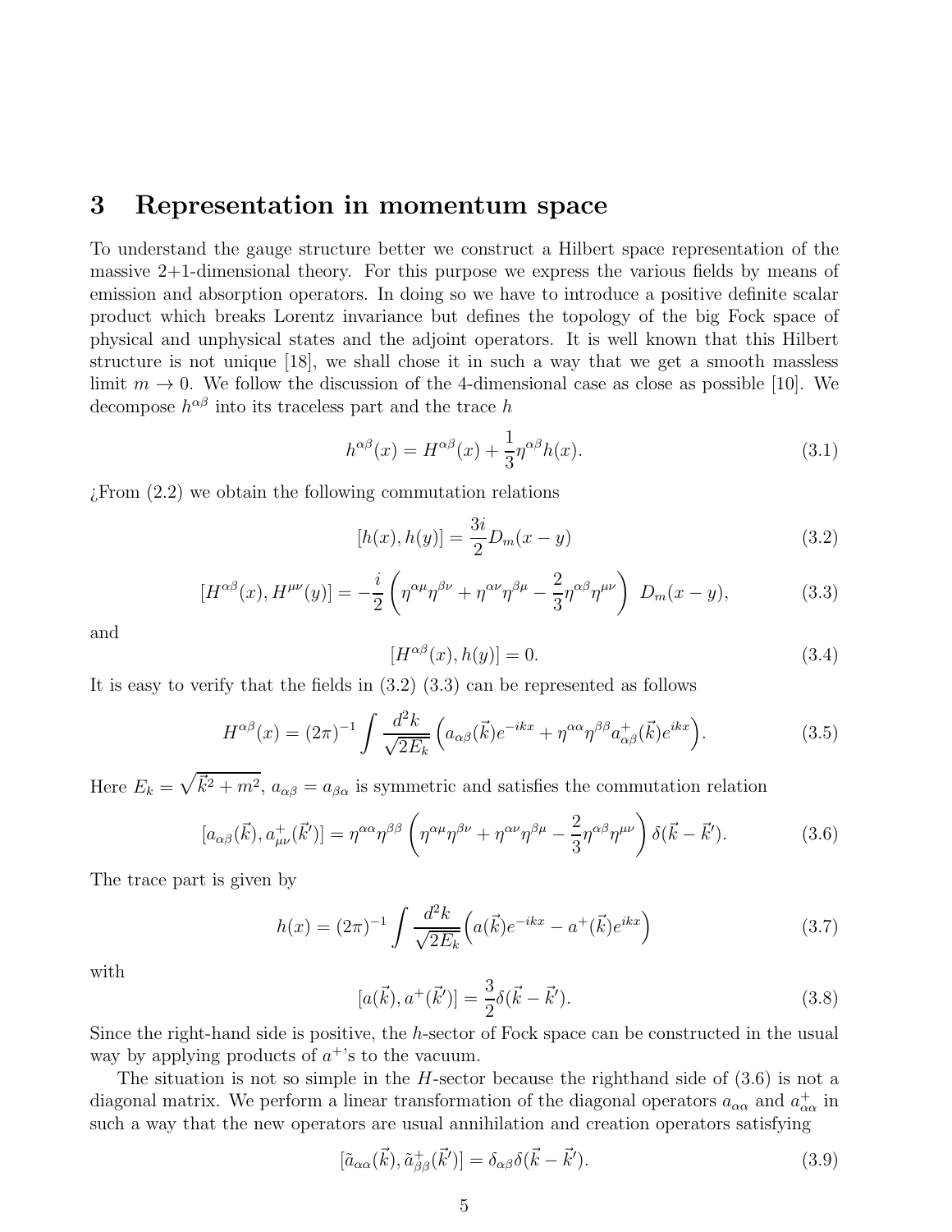## 3 Representation in momentum space

To understand the gauge structure better we construct a Hilbert space representation of the massive 2+1-dimensional theory. For this purpose we express the various fields by means of emission and absorption operators. In doing so we have to introduce a positive definite scalar product which breaks Lorentz invariance but defines the topology of the big Fock space of physical and unphysical states and the adjoint operators. It is well known that this Hilbert structure is not unique [18], we shall chose it in such a way that we get a smooth massless limit $m \to 0$. We follow the discussion of the 4-dimensional case as close as possible [10]. We decompose $h^{\alpha\beta}$ into its traceless part and the trace $h$

$$h^{\alpha\beta}(x) = H^{\alpha\beta}(x) + \frac{1}{3}\eta^{\alpha\beta}h(x). \tag{3.1}$$

¿From (2.2) we obtain the following commutation relations

$$[h(x), h(y)] = \frac{3i}{2}D_m(x-y) \tag{3.2}$$

$$[H^{\alpha\beta}(x), H^{\mu\nu}(y)] = -\frac{i}{2}\Big(\eta^{\alpha\mu}\eta^{\beta\nu} + \eta^{\alpha\nu}\eta^{\beta\mu} - \frac{2}{3}\eta^{\alpha\beta}\eta^{\mu\nu}\Big)\ D_m(x-y), \tag{3.3}$$

and

$$[H^{\alpha\beta}(x), h(y)] = 0. \tag{3.4}$$

It is easy to verify that the fields in (3.2) (3.3) can be represented as follows

$$H^{\alpha\beta}(x) = (2\pi)^{-1}\int \frac{d^2k}{\sqrt{2E_k}}\Big(a_{\alpha\beta}(\vec{k})e^{-ikx} + \eta^{\alpha\alpha}\eta^{\beta\beta}a^+_{\alpha\beta}(\vec{k})e^{ikx}\Big). \tag{3.5}$$

Here $E_k = \sqrt{\vec{k}^2 + m^2}$, $a_{\alpha\beta} = a_{\beta\alpha}$ is symmetric and satisfies the commutation relation

$$[a_{\alpha\beta}(\vec{k}), a^+_{\mu\nu}(\vec{k}')] = \eta^{\alpha\alpha}\eta^{\beta\beta}\Big(\eta^{\alpha\mu}\eta^{\beta\nu} + \eta^{\alpha\nu}\eta^{\beta\mu} - \frac{2}{3}\eta^{\alpha\beta}\eta^{\mu\nu}\Big)\delta(\vec{k}-\vec{k}'). \tag{3.6}$$

The trace part is given by

$$h(x) = (2\pi)^{-1}\int \frac{d^2k}{\sqrt{2E_k}}\Big(a(\vec{k})e^{-ikx} - a^+(\vec{k})e^{ikx}\Big) \tag{3.7}$$

with

$$[a(\vec{k}), a^+(\vec{k}')] = \frac{3}{2}\delta(\vec{k}-\vec{k}'). \tag{3.8}$$

Since the right-hand side is positive, the $h$-sector of Fock space can be constructed in the usual way by applying products of $a^+$'s to the vacuum.

The situation is not so simple in the $H$-sector because the righthand side of (3.6) is not a diagonal matrix. We perform a linear transformation of the diagonal operators $a_{\alpha\alpha}$ and $a^+_{\alpha\alpha}$ in such a way that the new operators are usual annihilation and creation operators satisfying

$$[\tilde{a}_{\alpha\alpha}(\vec{k}), \tilde{a}^+_{\beta\beta}(\vec{k}')] = \delta_{\alpha\beta}\delta(\vec{k}-\vec{k}'). \tag{3.9}$$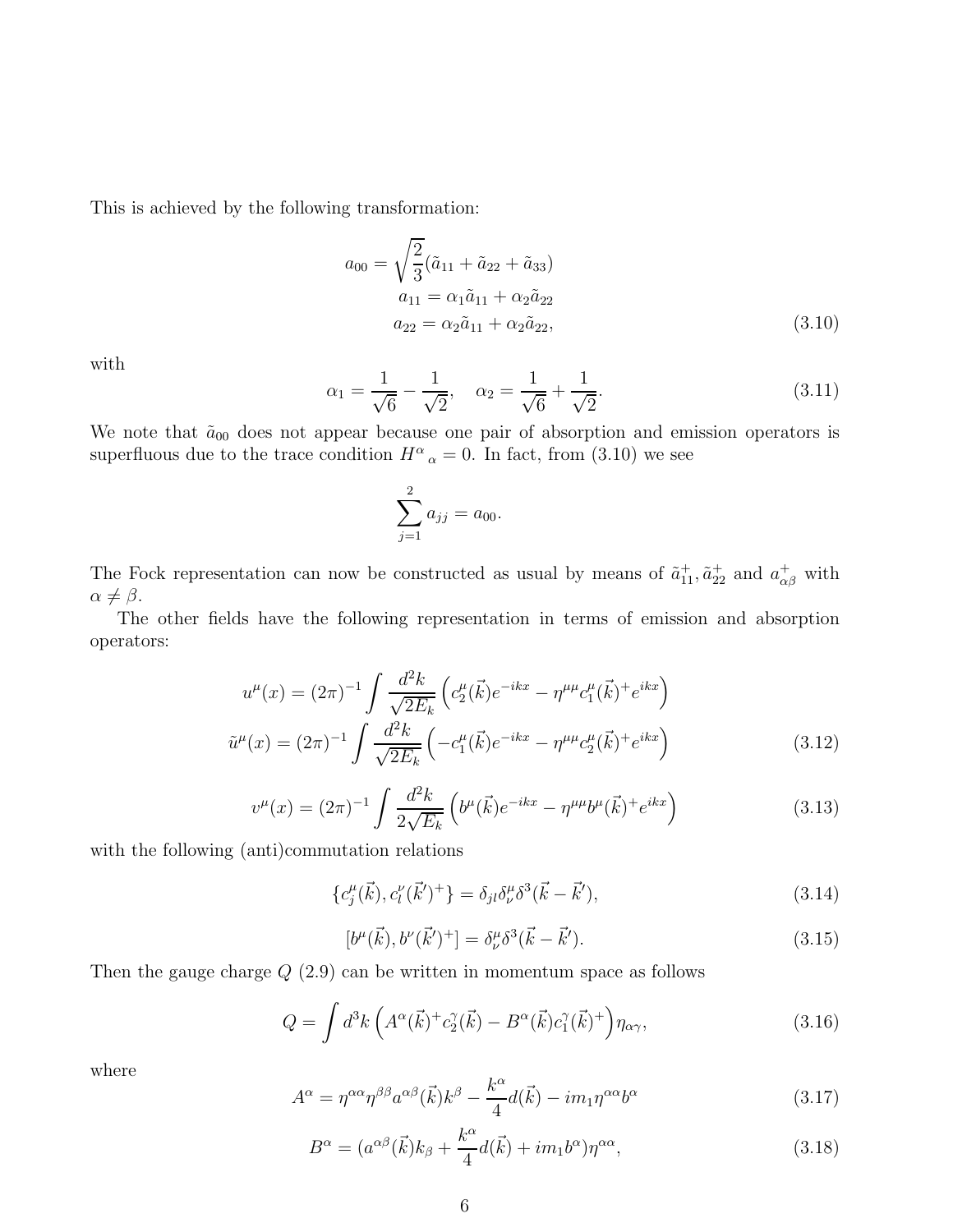This is achieved by the following transformation:

$$
\begin{aligned}
a_{00} &= \sqrt{\frac{2}{3}}(\tilde{a}_{11} + \tilde{a}_{22} + \tilde{a}_{33}) \\
a_{11} &= \alpha_1 \tilde{a}_{11} + \alpha_2 \tilde{a}_{22} \\
a_{22} &= \alpha_2 \tilde{a}_{11} + \alpha_2 \tilde{a}_{22},
\end{aligned}
\tag{3.10}
$$

with

$$
\alpha_1 = \frac{1}{\sqrt{6}} - \frac{1}{\sqrt{2}}, \quad \alpha_2 = \frac{1}{\sqrt{6}} + \frac{1}{\sqrt{2}}. \tag{3.11}
$$

We note that $\tilde{a}_{00}$ does not appear because one pair of absorption and emission operators is superfluous due to the trace condition $H^{\alpha}{}_{\alpha} = 0$. In fact, from (3.10) we see

$$
\sum_{j=1}^{2} a_{jj} = a_{00}.
$$

The Fock representation can now be constructed as usual by means of $\tilde{a}_{11}^{+}, \tilde{a}_{22}^{+}$ and $a_{\alpha\beta}^{+}$ with $\alpha \neq \beta$.

The other fields have the following representation in terms of emission and absorption operators:

$$
\begin{aligned}
u^{\mu}(x) &= (2\pi)^{-1} \int \frac{d^2k}{\sqrt{2E_k}} \left( c_2^{\mu}(\vec{k}) e^{-ikx} - \eta^{\mu\mu} c_1^{\mu}(\vec{k})^{+} e^{ikx} \right) \\
\tilde{u}^{\mu}(x) &= (2\pi)^{-1} \int \frac{d^2k}{\sqrt{2E_k}} \left( -c_1^{\mu}(\vec{k}) e^{-ikx} - \eta^{\mu\mu} c_2^{\mu}(\vec{k})^{+} e^{ikx} \right)
\end{aligned}
\tag{3.12}
$$

$$
v^{\mu}(x) = (2\pi)^{-1} \int \frac{d^2k}{2\sqrt{E_k}} \left( b^{\mu}(\vec{k}) e^{-ikx} - \eta^{\mu\mu} b^{\mu}(\vec{k})^{+} e^{ikx} \right) \tag{3.13}
$$

with the following (anti)commutation relations

$$
\{c_j^{\mu}(\vec{k}), c_l^{\nu}(\vec{k}')^{+}\} = \delta_{jl} \delta_{\nu}^{\mu} \delta^3(\vec{k} - \vec{k}'), \tag{3.14}
$$

$$
[b^{\mu}(\vec{k}), b^{\nu}(\vec{k}')^{+}] = \delta_{\nu}^{\mu} \delta^3(\vec{k} - \vec{k}'). \tag{3.15}
$$

Then the gauge charge $Q$ (2.9) can be written in momentum space as follows

$$
Q = \int d^3k \left( A^{\alpha}(\vec{k})^{+} c_2^{\gamma}(\vec{k}) - B^{\alpha}(\vec{k}) c_1^{\gamma}(\vec{k})^{+} \right) \eta_{\alpha\gamma}, \tag{3.16}
$$

where

$$
A^{\alpha} = \eta^{\alpha\alpha} \eta^{\beta\beta} a^{\alpha\beta}(\vec{k}) k^{\beta} - \frac{k^{\alpha}}{4} d(\vec{k}) - i m_1 \eta^{\alpha\alpha} b^{\alpha} \tag{3.17}
$$

$$
B^{\alpha} = (a^{\alpha\beta}(\vec{k}) k_{\beta} + \frac{k^{\alpha}}{4} d(\vec{k}) + i m_1 b^{\alpha}) \eta^{\alpha\alpha}, \tag{3.18}
$$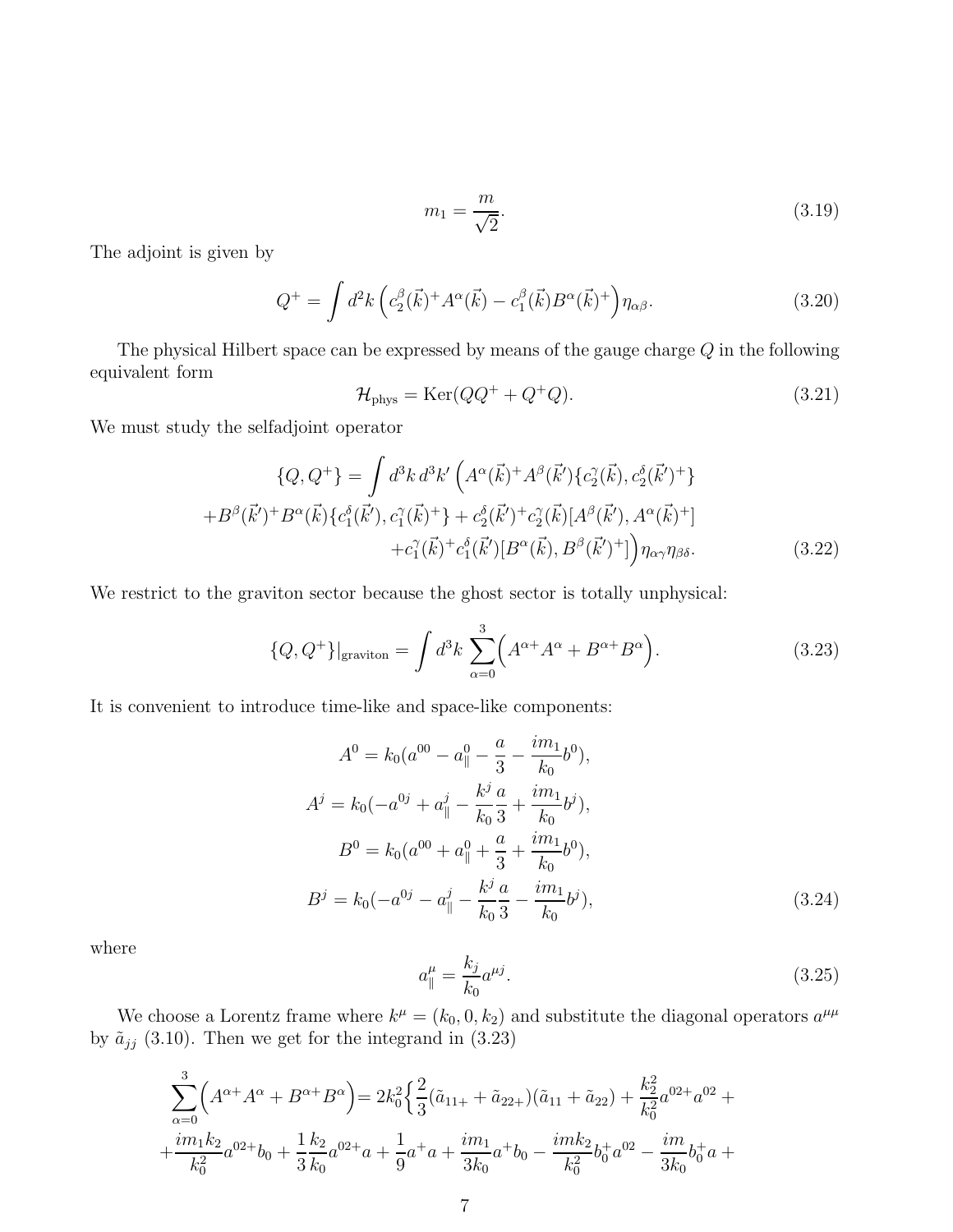$$m_1 = \frac{m}{\sqrt{2}}. \tag{3.19}$$

The adjoint is given by

$$Q^+ = \int d^2k \left( c_2^\beta(\vec{k})^+ A^\alpha(\vec{k}) - c_1^\beta(\vec{k}) B^\alpha(\vec{k})^+ \right) \eta_{\alpha\beta}. \tag{3.20}$$

The physical Hilbert space can be expressed by means of the gauge charge $Q$ in the following equivalent form

$$\mathcal{H}_{\rm phys} = {\rm Ker}(QQ^+ + Q^+Q). \tag{3.21}$$

We must study the selfadjoint operator

$$\begin{aligned}\{Q, Q^+\} = \int d^3k\, d^3k' \Big( & A^\alpha(\vec{k})^+ A^\beta(\vec{k}')\{c_2^\gamma(\vec{k}), c_2^\delta(\vec{k}')^+\} \\ + B^\beta(\vec{k}')^+ B^\alpha(\vec{k}) & \{c_1^\delta(\vec{k}'), c_1^\gamma(\vec{k})^+\} + c_2^\delta(\vec{k}')^+ c_2^\gamma(\vec{k})[A^\beta(\vec{k}'), A^\alpha(\vec{k})^+] \\ & + c_1^\gamma(\vec{k})^+ c_1^\delta(\vec{k}')[B^\alpha(\vec{k}), B^\beta(\vec{k}')^+]\Big)\eta_{\alpha\gamma}\eta_{\beta\delta}.\end{aligned} \tag{3.22}$$

We restrict to the graviton sector because the ghost sector is totally unphysical:

$$\{Q, Q^+\}|_{\rm graviton} = \int d^3k \sum_{\alpha=0}^{3} \Big( A^{\alpha +} A^\alpha + B^{\alpha +} B^\alpha \Big). \tag{3.23}$$

It is convenient to introduce time-like and space-like components:

$$\begin{aligned} A^0 &= k_0(a^{00} - a^0_\parallel - \frac{a}{3} - \frac{im_1}{k_0} b^0), \\ A^j &= k_0(-a^{0j} + a^j_\parallel - \frac{k^j}{k_0}\frac{a}{3} + \frac{im_1}{k_0} b^j), \\ B^0 &= k_0(a^{00} + a^0_\parallel + \frac{a}{3} + \frac{im_1}{k_0} b^0), \\ B^j &= k_0(-a^{0j} - a^j_\parallel - \frac{k^j}{k_0}\frac{a}{3} - \frac{im_1}{k_0} b^j), \end{aligned} \tag{3.24}$$

where

$$a^\mu_\parallel = \frac{k_j}{k_0} a^{\mu j}. \tag{3.25}$$

We choose a Lorentz frame where $k^\mu = (k_0, 0, k_2)$ and substitute the diagonal operators $a^{\mu\mu}$ by $\tilde{a}_{jj}$ (3.10). Then we get for the integrand in (3.23)

$$\begin{aligned}\sum_{\alpha=0}^{3}\Big( A^{\alpha +} A^\alpha + B^{\alpha +} B^\alpha \Big) = 2k_0^2 \Big\{ & \frac{2}{3}(\tilde{a}_{11+} + \tilde{a}_{22+})(\tilde{a}_{11} + \tilde{a}_{22}) + \frac{k_2^2}{k_0^2} a^{02+} a^{02} + \\ + \frac{im_1 k_2}{k_0^2} a^{02+} b_0 + \frac{1}{3}\frac{k_2}{k_0} a^{02+} a + & \frac{1}{9} a^+ a + \frac{im_1}{3k_0} a^+ b_0 - \frac{imk_2}{k_0^2} b_0^+ a^{02} - \frac{im}{3k_0} b_0^+ a + \end{aligned}$$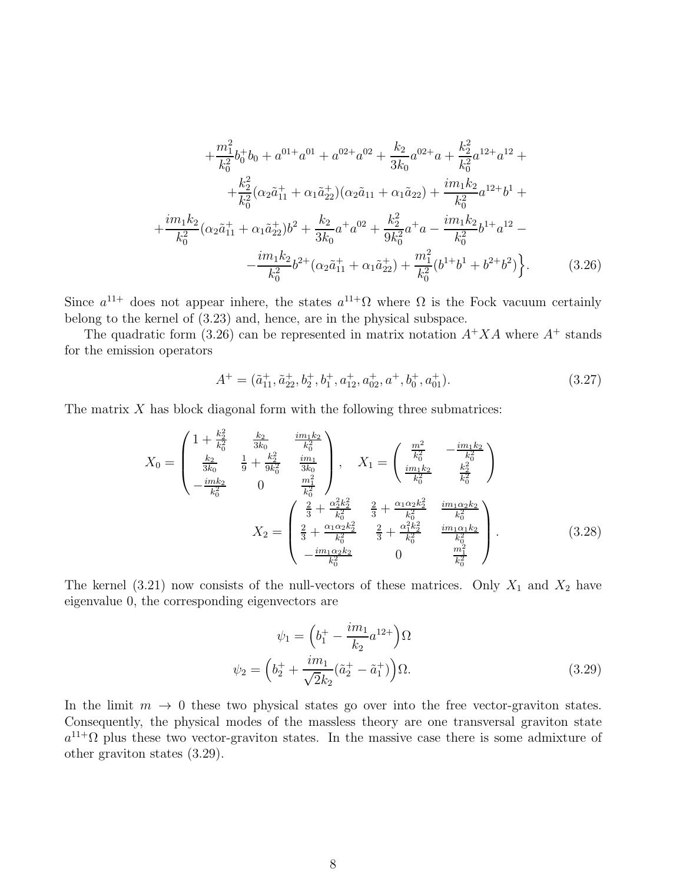$$
\begin{aligned}
&+\frac{m_1^2}{k_0^2}b_0^+b_0 + a^{01+}a^{01} + a^{02+}a^{02} + \frac{k_2}{3k_0}a^{02+}a + \frac{k_2^2}{k_0^2}a^{12+}a^{12} + \\
&+\frac{k_2^2}{k_0^2}(\alpha_2\tilde{a}_{11}^+ + \alpha_1\tilde{a}_{22}^+)(\alpha_2\tilde{a}_{11} + \alpha_1\tilde{a}_{22}) + \frac{im_1k_2}{k_0^2}a^{12+}b^1 + \\
&+\frac{im_1k_2}{k_0^2}(\alpha_2\tilde{a}_{11}^+ + \alpha_1\tilde{a}_{22}^+)b^2 + \frac{k_2}{3k_0}a^+a^{02} + \frac{k_2^2}{9k_0^2}a^+a - \frac{im_1k_2}{k_0^2}b^{1+}a^{12} - \\
&-\frac{im_1k_2}{k_0^2}b^{2+}(\alpha_2\tilde{a}_{11}^+ + \alpha_1\tilde{a}_{22}^+) + \frac{m_1^2}{k_0^2}(b^{1+}b^1 + b^{2+}b^2)\Big\}. \qquad (3.26)
\end{aligned}
$$

Since $a^{11+}$ does not appear inhere, the states $a^{11+}\Omega$ where $\Omega$ is the Fock vacuum certainly belong to the kernel of (3.23) and, hence, are in the physical subspace.

The quadratic form (3.26) can be represented in matrix notation $A^+XA$ where $A^+$ stands for the emission operators

$$
A^+ = (\tilde{a}_{11}^+, \tilde{a}_{22}^+, b_2^+, b_1^+, a_{12}^+, a_{02}^+, a^+, b_0^+, a_{01}^+). \qquad (3.27)
$$

The matrix $X$ has block diagonal form with the following three submatrices:

$$
X_0 = \begin{pmatrix} 1+\frac{k_2^2}{k_0^2} & \frac{k_2}{3k_0} & \frac{im_1k_2}{k_0^2} \\ \frac{k_2}{3k_0} & \frac{1}{9}+\frac{k_2^2}{9k_0^2} & \frac{im_1}{3k_0} \\ -\frac{imk_2}{k_0^2} & 0 & \frac{m_1^2}{k_0^2} \end{pmatrix}, \quad X_1 = \begin{pmatrix} \frac{m^2}{k_0^2} & -\frac{im_1k_2}{k_0^2} \\ \frac{im_1k_2}{k_0^2} & \frac{k_2^2}{k_0^2} \end{pmatrix}
$$

$$
X_2 = \begin{pmatrix} \frac{2}{3}+\frac{\alpha_2^2k_2^2}{k_0^2} & \frac{2}{3}+\frac{\alpha_1\alpha_2k_2^2}{k_0^2} & \frac{im_1\alpha_2k_2}{k_0^2} \\ \frac{2}{3}+\frac{\alpha_1\alpha_2k_2^2}{k_0^2} & \frac{2}{3}+\frac{\alpha_1^2k_2^2}{k_0^2} & \frac{im_1\alpha_1k_2}{k_0^2} \\ -\frac{im_1\alpha_2k_2}{k_0^2} & 0 & \frac{m_1^2}{k_0^2} \end{pmatrix}. \qquad (3.28)
$$

The kernel (3.21) now consists of the null-vectors of these matrices. Only $X_1$ and $X_2$ have eigenvalue 0, the corresponding eigenvectors are

$$
\begin{aligned}
\psi_1 &= \Big(b_1^+ - \frac{im_1}{k_2}a^{12+}\Big)\Omega \\
\psi_2 &= \Big(b_2^+ + \frac{im_1}{\sqrt{2}k_2}(\tilde{a}_2^+ - \tilde{a}_1^+)\Big)\Omega. \qquad (3.29)
\end{aligned}
$$

In the limit $m \to 0$ these two physical states go over into the free vector-graviton states. Consequently, the physical modes of the massless theory are one transversal graviton state $a^{11+}\Omega$ plus these two vector-graviton states. In the massive case there is some admixture of other graviton states (3.29).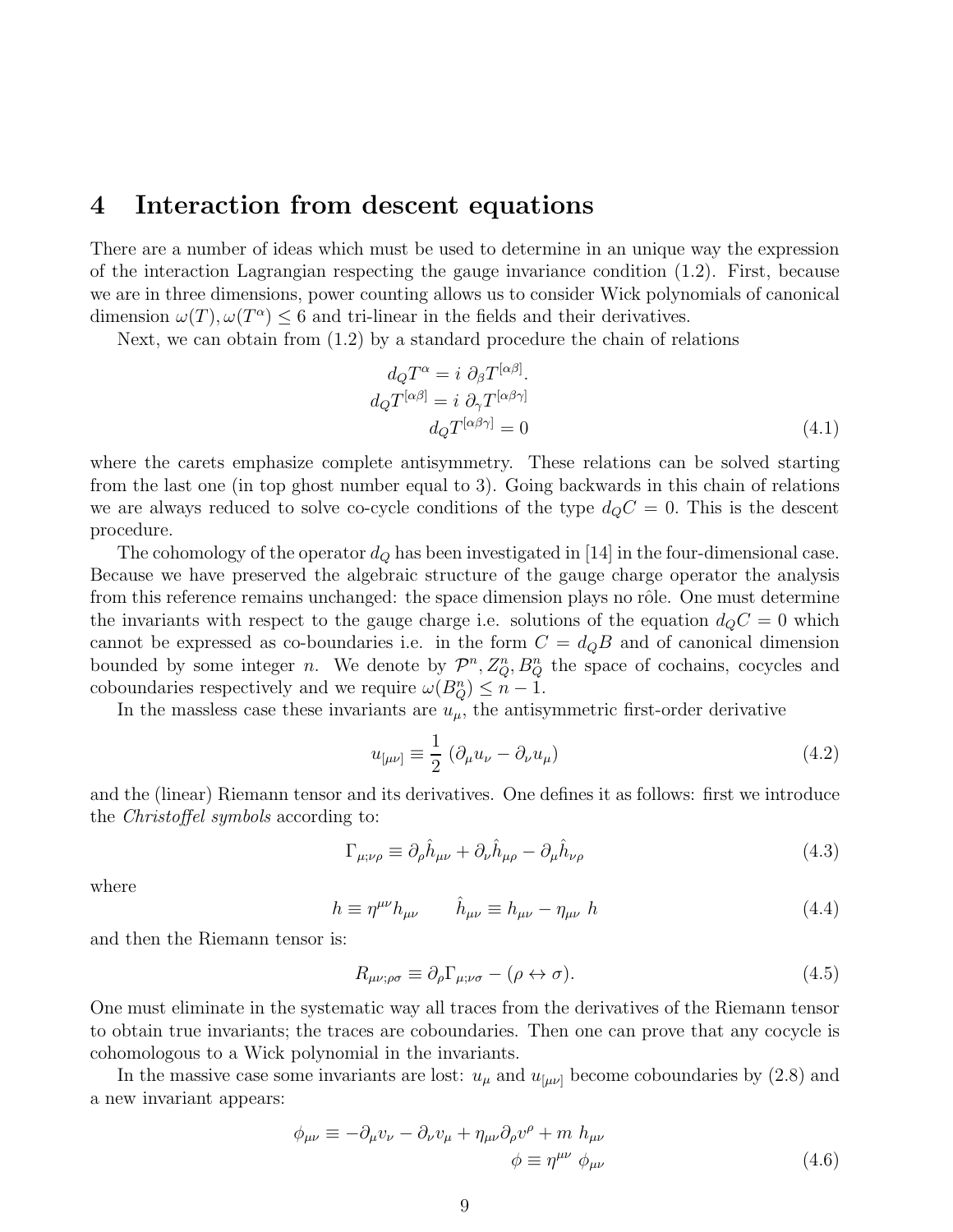## 4 Interaction from descent equations

There are a number of ideas which must be used to determine in an unique way the expression of the interaction Lagrangian respecting the gauge invariance condition (1.2). First, because we are in three dimensions, power counting allows us to consider Wick polynomials of canonical dimension $\omega(T), \omega(T^{\alpha}) \leq 6$ and tri-linear in the fields and their derivatives.

Next, we can obtain from (1.2) by a standard procedure the chain of relations

$$
\begin{aligned}
d_Q T^{\alpha} &= i\ \partial_{\beta} T^{[\alpha\beta]}. \\
d_Q T^{[\alpha\beta]} &= i\ \partial_{\gamma} T^{[\alpha\beta\gamma]} \\
d_Q T^{[\alpha\beta\gamma]} &= 0
\end{aligned}
\tag{4.1}
$$

where the carets emphasize complete antisymmetry. These relations can be solved starting from the last one (in top ghost number equal to 3). Going backwards in this chain of relations we are always reduced to solve co-cycle conditions of the type $d_Q C = 0$. This is the descent procedure.

The cohomology of the operator $d_Q$ has been investigated in [14] in the four-dimensional case. Because we have preserved the algebraic structure of the gauge charge operator the analysis from this reference remains unchanged: the space dimension plays no rôle. One must determine the invariants with respect to the gauge charge i.e. solutions of the equation $d_Q C = 0$ which cannot be expressed as co-boundaries i.e. in the form $C = d_Q B$ and of canonical dimension bounded by some integer $n$. We denote by $\mathcal{P}^n, Z_Q^n, B_Q^n$ the space of cochains, cocycles and coboundaries respectively and we require $\omega(B_Q^n) \leq n-1$.

In the massless case these invariants are $u_{\mu}$, the antisymmetric first-order derivative

$$
u_{[\mu\nu]} \equiv \frac{1}{2}\ (\partial_{\mu} u_{\nu} - \partial_{\nu} u_{\mu})
\tag{4.2}
$$

and the (linear) Riemann tensor and its derivatives. One defines it as follows: first we introduce the *Christoffel symbols* according to:

$$
\Gamma_{\mu;\nu\rho} \equiv \partial_{\rho} \hat{h}_{\mu\nu} + \partial_{\nu} \hat{h}_{\mu\rho} - \partial_{\mu} \hat{h}_{\nu\rho}
\tag{4.3}
$$

where

$$
h \equiv \eta^{\mu\nu} h_{\mu\nu} \qquad \hat{h}_{\mu\nu} \equiv h_{\mu\nu} - \eta_{\mu\nu}\ h
\tag{4.4}
$$

and then the Riemann tensor is:

$$
R_{\mu\nu;\rho\sigma} \equiv \partial_{\rho} \Gamma_{\mu;\nu\sigma} - (\rho \leftrightarrow \sigma).
\tag{4.5}
$$

One must eliminate in the systematic way all traces from the derivatives of the Riemann tensor to obtain true invariants; the traces are coboundaries. Then one can prove that any cocycle is cohomologous to a Wick polynomial in the invariants.

In the massive case some invariants are lost: $u_{\mu}$ and $u_{[\mu\nu]}$ become coboundaries by (2.8) and a new invariant appears:

$$
\begin{aligned}
\phi_{\mu\nu} &\equiv -\partial_{\mu} v_{\nu} - \partial_{\nu} v_{\mu} + \eta_{\mu\nu} \partial_{\rho} v^{\rho} + m\ h_{\mu\nu} \\
\phi &\equiv \eta^{\mu\nu}\ \phi_{\mu\nu}
\end{aligned}
\tag{4.6}
$$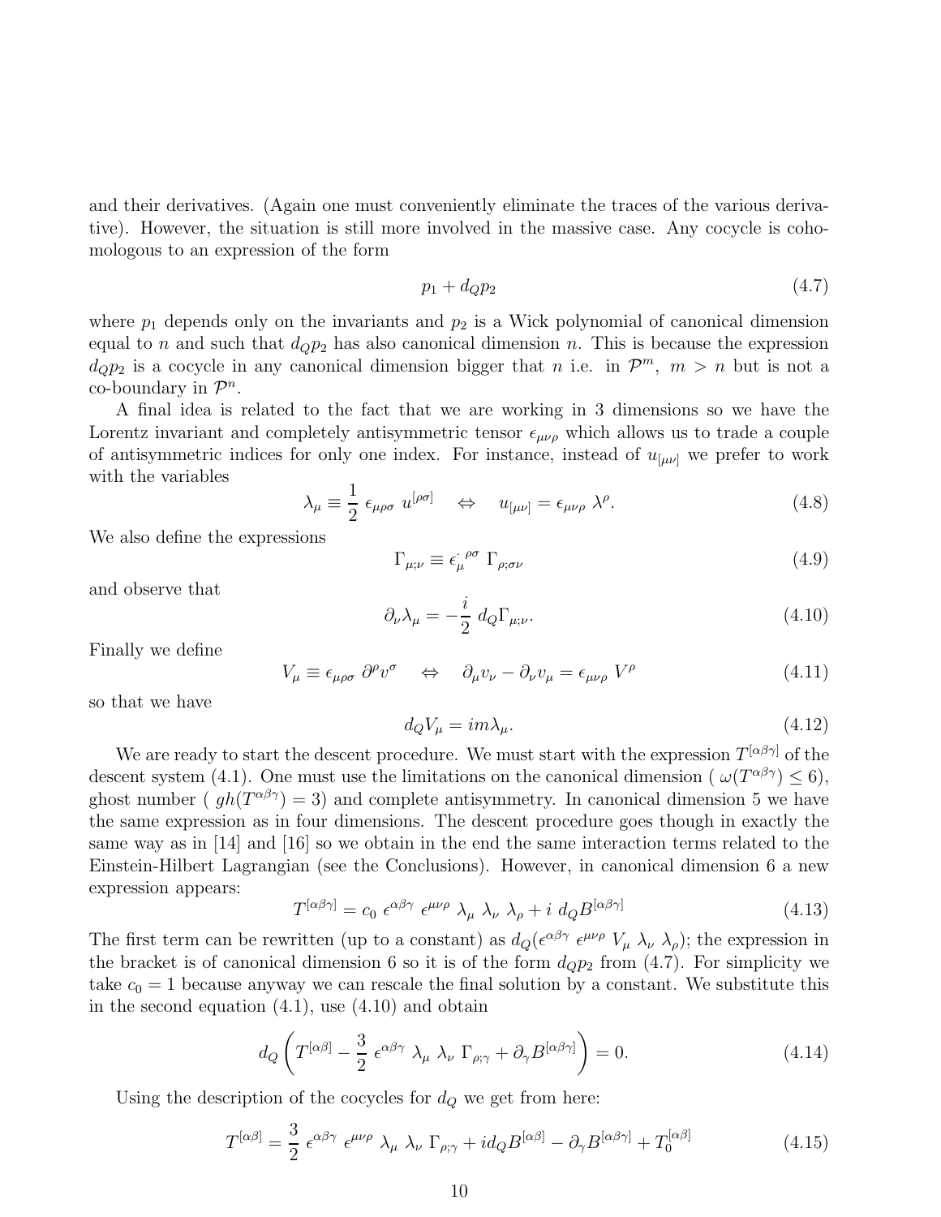and their derivatives. (Again one must conveniently eliminate the traces of the various derivative). However, the situation is still more involved in the massive case. Any cocycle is cohomologous to an expression of the form

$$p_1 + d_Q p_2 \tag{4.7}$$

where $p_1$ depends only on the invariants and $p_2$ is a Wick polynomial of canonical dimension equal to $n$ and such that $d_Q p_2$ has also canonical dimension $n$. This is because the expression $d_Q p_2$ is a cocycle in any canonical dimension bigger that $n$ i.e. in $\mathcal{P}^m,\ m > n$ but is not a co-boundary in $\mathcal{P}^n$.

A final idea is related to the fact that we are working in 3 dimensions so we have the Lorentz invariant and completely antisymmetric tensor $\epsilon_{\mu\nu\rho}$ which allows us to trade a couple of antisymmetric indices for only one index. For instance, instead of $u_{[\mu\nu]}$ we prefer to work with the variables

$$\lambda_\mu \equiv \frac{1}{2}\ \epsilon_{\mu\rho\sigma}\ u^{[\rho\sigma]} \quad \Leftrightarrow \quad u_{[\mu\nu]} = \epsilon_{\mu\nu\rho}\ \lambda^\rho. \tag{4.8}$$

We also define the expressions

$$\Gamma_{\mu;\nu} \equiv \epsilon_{\mu}^{\cdot\ \rho\sigma}\ \Gamma_{\rho;\sigma\nu} \tag{4.9}$$

and observe that

$$\partial_\nu \lambda_\mu = -\frac{i}{2}\ d_Q \Gamma_{\mu;\nu}. \tag{4.10}$$

Finally we define

$$V_\mu \equiv \epsilon_{\mu\rho\sigma}\ \partial^\rho v^\sigma \quad \Leftrightarrow \quad \partial_\mu v_\nu - \partial_\nu v_\mu = \epsilon_{\mu\nu\rho}\ V^\rho \tag{4.11}$$

so that we have

$$d_Q V_\mu = im\lambda_\mu. \tag{4.12}$$

We are ready to start the descent procedure. We must start with the expression $T^{[\alpha\beta\gamma]}$ of the descent system (4.1). One must use the limitations on the canonical dimension ( $\omega(T^{\alpha\beta\gamma}) \leq 6$), ghost number ( $gh(T^{\alpha\beta\gamma}) = 3$) and complete antisymmetry. In canonical dimension 5 we have the same expression as in four dimensions. The descent procedure goes though in exactly the same way as in [14] and [16] so we obtain in the end the same interaction terms related to the Einstein-Hilbert Lagrangian (see the Conclusions). However, in canonical dimension 6 a new expression appears:

$$T^{[\alpha\beta\gamma]} = c_0\ \epsilon^{\alpha\beta\gamma}\ \epsilon^{\mu\nu\rho}\ \lambda_\mu\ \lambda_\nu\ \lambda_\rho + i\ d_Q B^{[\alpha\beta\gamma]} \tag{4.13}$$

The first term can be rewritten (up to a constant) as $d_Q(\epsilon^{\alpha\beta\gamma}\ \epsilon^{\mu\nu\rho}\ V_\mu\ \lambda_\nu\ \lambda_\rho)$; the expression in the bracket is of canonical dimension 6 so it is of the form $d_Q p_2$ from (4.7). For simplicity we take $c_0 = 1$ because anyway we can rescale the final solution by a constant. We substitute this in the second equation (4.1), use (4.10) and obtain

$$d_Q\left(T^{[\alpha\beta]} - \frac{3}{2}\ \epsilon^{\alpha\beta\gamma}\ \lambda_\mu\ \lambda_\nu\ \Gamma_{\rho;\gamma} + \partial_\gamma B^{[\alpha\beta\gamma]}\right) = 0. \tag{4.14}$$

Using the description of the cocycles for $d_Q$ we get from here:

$$T^{[\alpha\beta]} = \frac{3}{2}\ \epsilon^{\alpha\beta\gamma}\ \epsilon^{\mu\nu\rho}\ \lambda_\mu\ \lambda_\nu\ \Gamma_{\rho;\gamma} + i d_Q B^{[\alpha\beta]} - \partial_\gamma B^{[\alpha\beta\gamma]} + T_0^{[\alpha\beta]} \tag{4.15}$$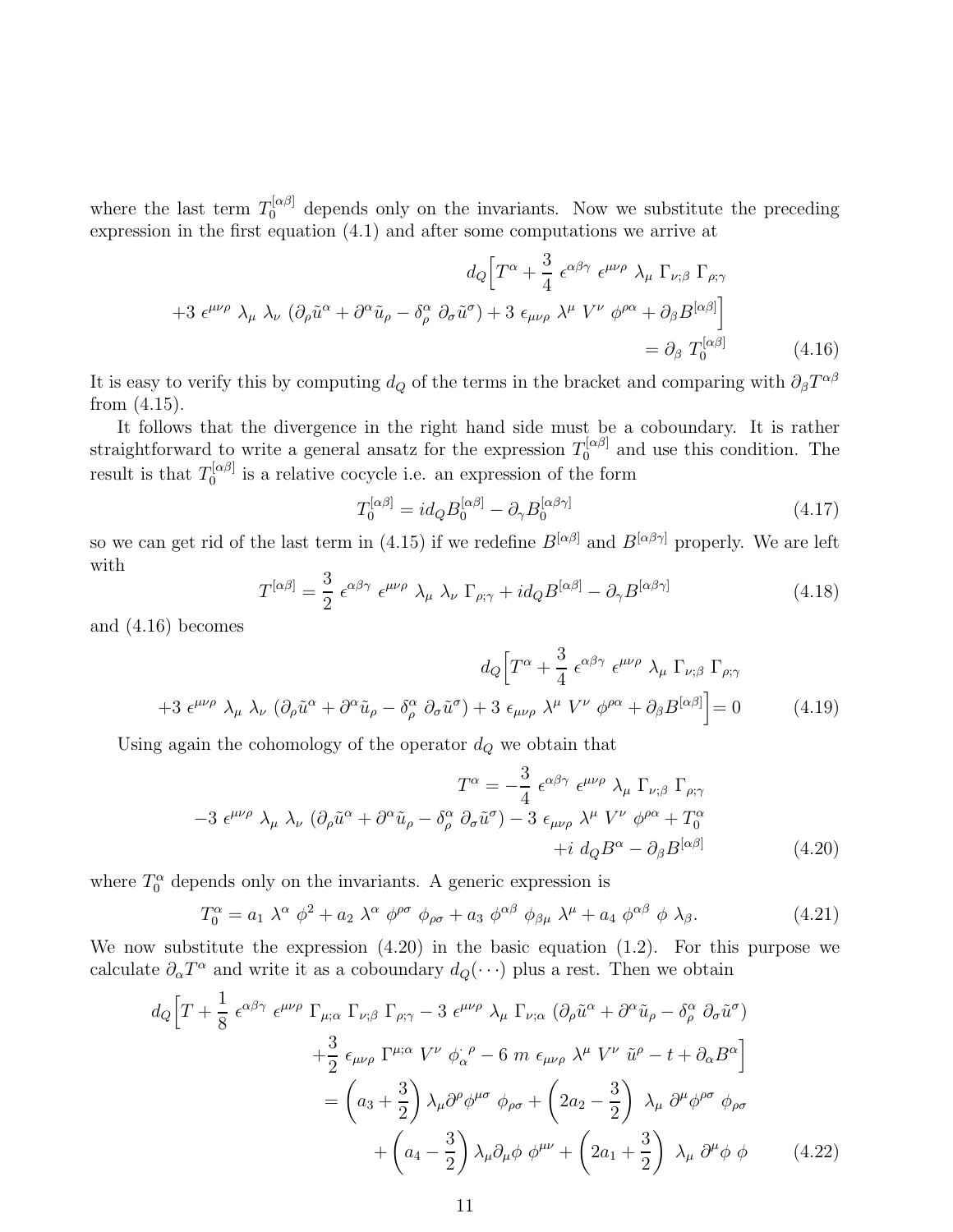where the last term $T_0^{[\alpha\beta]}$ depends only on the invariants. Now we substitute the preceding expression in the first equation (4.1) and after some computations we arrive at

$$
\begin{aligned}
d_Q\Big[T^\alpha + \frac{3}{4}\ \epsilon^{\alpha\beta\gamma}\ \epsilon^{\mu\nu\rho}\ \lambda_\mu\ \Gamma_{\nu;\beta}\ \Gamma_{\rho;\gamma} \\
+3\ \epsilon^{\mu\nu\rho}\ \lambda_\mu\ \lambda_\nu\ (\partial_\rho \tilde{u}^\alpha + \partial^\alpha \tilde{u}_\rho - \delta^\alpha_\rho\ \partial_\sigma \tilde{u}^\sigma) + 3\ \epsilon_{\mu\nu\rho}\ \lambda^\mu\ V^\nu\ \phi^{\rho\alpha} + \partial_\beta B^{[\alpha\beta]}\Big] \\
= \partial_\beta\ T_0^{[\alpha\beta]} \qquad (4.16)
\end{aligned}
$$

It is easy to verify this by computing $d_Q$ of the terms in the bracket and comparing with $\partial_\beta T^{\alpha\beta}$ from (4.15).

It follows that the divergence in the right hand side must be a coboundary. It is rather straightforward to write a general ansatz for the expression $T_0^{[\alpha\beta]}$ and use this condition. The result is that $T_0^{[\alpha\beta]}$ is a relative cocycle i.e. an expression of the form

$$
T_0^{[\alpha\beta]} = i d_Q B_0^{[\alpha\beta]} - \partial_\gamma B_0^{[\alpha\beta\gamma]} \qquad (4.17)
$$

so we can get rid of the last term in (4.15) if we redefine $B^{[\alpha\beta]}$ and $B^{[\alpha\beta\gamma]}$ properly. We are left with

$$
T^{[\alpha\beta]} = \frac{3}{2}\ \epsilon^{\alpha\beta\gamma}\ \epsilon^{\mu\nu\rho}\ \lambda_\mu\ \lambda_\nu\ \Gamma_{\rho;\gamma} + i d_Q B^{[\alpha\beta]} - \partial_\gamma B^{[\alpha\beta\gamma]} \qquad (4.18)
$$

and (4.16) becomes

$$
\begin{aligned}
d_Q\Big[T^\alpha + \frac{3}{4}\ \epsilon^{\alpha\beta\gamma}\ \epsilon^{\mu\nu\rho}\ \lambda_\mu\ \Gamma_{\nu;\beta}\ \Gamma_{\rho;\gamma} \\
+3\ \epsilon^{\mu\nu\rho}\ \lambda_\mu\ \lambda_\nu\ (\partial_\rho \tilde{u}^\alpha + \partial^\alpha \tilde{u}_\rho - \delta^\alpha_\rho\ \partial_\sigma \tilde{u}^\sigma) + 3\ \epsilon_{\mu\nu\rho}\ \lambda^\mu\ V^\nu\ \phi^{\rho\alpha} + \partial_\beta B^{[\alpha\beta]}\Big] = 0 \qquad (4.19)
\end{aligned}
$$

Using again the cohomology of the operator $d_Q$ we obtain that

$$
\begin{aligned}
T^\alpha = -\frac{3}{4}\ \epsilon^{\alpha\beta\gamma}\ \epsilon^{\mu\nu\rho}\ \lambda_\mu\ \Gamma_{\nu;\beta}\ \Gamma_{\rho;\gamma} \\
-3\ \epsilon^{\mu\nu\rho}\ \lambda_\mu\ \lambda_\nu\ (\partial_\rho \tilde{u}^\alpha + \partial^\alpha \tilde{u}_\rho - \delta^\alpha_\rho\ \partial_\sigma \tilde{u}^\sigma) - 3\ \epsilon_{\mu\nu\rho}\ \lambda^\mu\ V^\nu\ \phi^{\rho\alpha} + T_0^\alpha \\
+i\ d_Q B^\alpha - \partial_\beta B^{[\alpha\beta]} \qquad (4.20)
\end{aligned}
$$

where $T_0^\alpha$ depends only on the invariants. A generic expression is

$$
T_0^\alpha = a_1\ \lambda^\alpha\ \phi^2 + a_2\ \lambda^\alpha\ \phi^{\rho\sigma}\ \phi_{\rho\sigma} + a_3\ \phi^{\alpha\beta}\ \phi_{\beta\mu}\ \lambda^\mu + a_4\ \phi^{\alpha\beta}\ \phi\ \lambda_\beta. \qquad (4.21)
$$

We now substitute the expression (4.20) in the basic equation (1.2). For this purpose we calculate $\partial_\alpha T^\alpha$ and write it as a coboundary $d_Q(\cdots)$ plus a rest. Then we obtain

$$
\begin{aligned}
d_Q\Big[T + \frac{1}{8}\ \epsilon^{\alpha\beta\gamma}\ \epsilon^{\mu\nu\rho}\ \Gamma_{\mu;\alpha}\ \Gamma_{\nu;\beta}\ \Gamma_{\rho;\gamma} - 3\ \epsilon^{\mu\nu\rho}\ \lambda_\mu\ \Gamma_{\nu;\alpha}\ (\partial_\rho \tilde{u}^\alpha + \partial^\alpha \tilde{u}_\rho - \delta^\alpha_\rho\ \partial_\sigma \tilde{u}^\sigma) \\
+\frac{3}{2}\ \epsilon_{\mu\nu\rho}\ \Gamma^{\mu;\alpha}\ V^\nu\ \phi_\alpha^{\ \rho} - 6\ m\ \epsilon_{\mu\nu\rho}\ \lambda^\mu\ V^\nu\ \tilde{u}^\rho - t + \partial_\alpha B^\alpha\Big] \\
= \left(a_3 + \frac{3}{2}\right) \lambda_\mu \partial^\rho \phi^{\mu\sigma}\ \phi_{\rho\sigma} + \left(2a_2 - \frac{3}{2}\right)\ \lambda_\mu\ \partial^\mu \phi^{\rho\sigma}\ \phi_{\rho\sigma} \\
+ \left(a_4 - \frac{3}{2}\right) \lambda_\mu \partial_\mu \phi\ \phi^{\mu\nu} + \left(2a_1 + \frac{3}{2}\right)\ \lambda_\mu\ \partial^\mu \phi\ \phi \qquad (4.22)
\end{aligned}
$$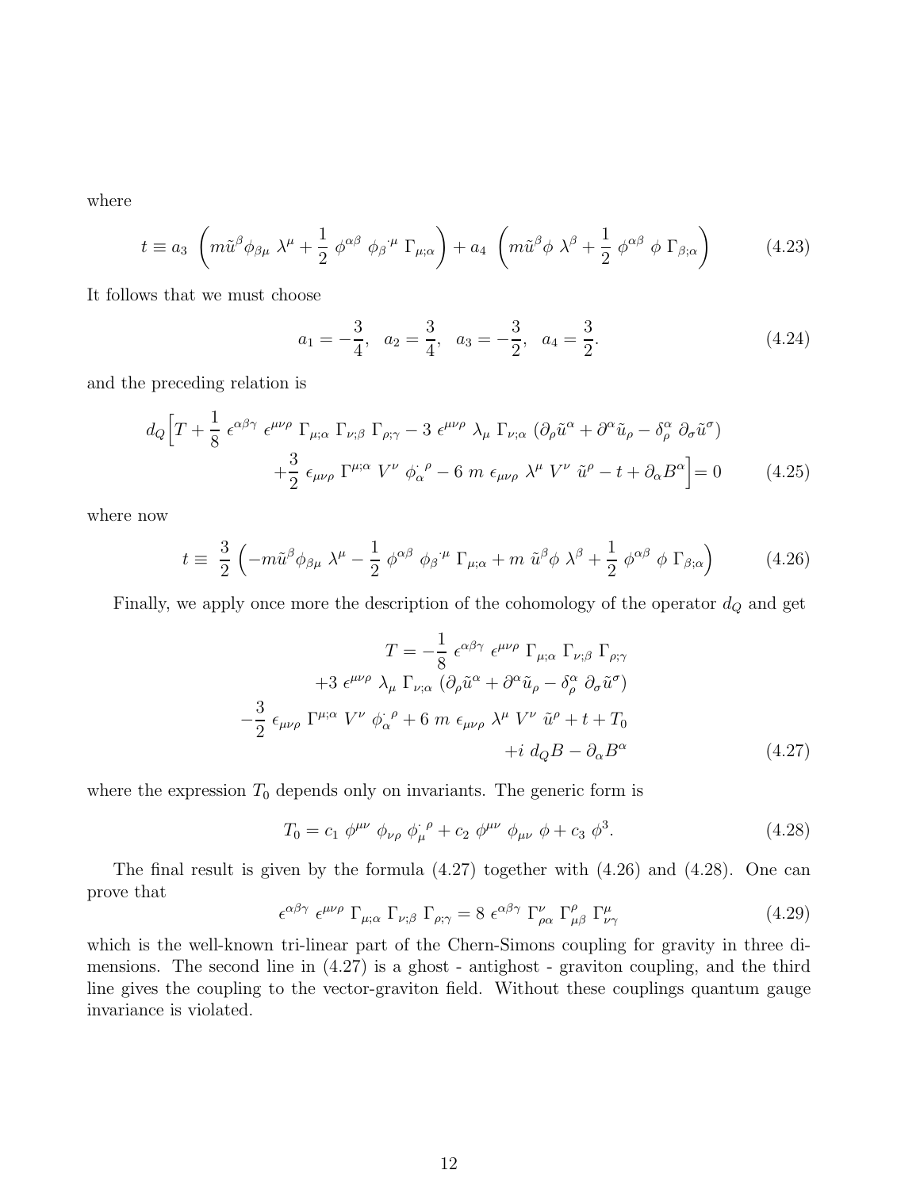where

$$t \equiv a_3 \left( m\tilde{u}^\beta \phi_{\beta\mu} \lambda^\mu + \frac{1}{2} \phi^{\alpha\beta} \phi_\beta{}^{\cdot\mu} \Gamma_{\mu;\alpha} \right) + a_4 \left( m\tilde{u}^\beta \phi \lambda^\beta + \frac{1}{2} \phi^{\alpha\beta} \phi \Gamma_{\beta;\alpha} \right) \tag{4.23}$$

It follows that we must choose

$$a_1 = -\frac{3}{4}, \quad a_2 = \frac{3}{4}, \quad a_3 = -\frac{3}{2}, \quad a_4 = \frac{3}{2}. \tag{4.24}$$

and the preceding relation is

$$d_Q \Big[ T + \frac{1}{8} \epsilon^{\alpha\beta\gamma} \epsilon^{\mu\nu\rho} \Gamma_{\mu;\alpha} \Gamma_{\nu;\beta} \Gamma_{\rho;\gamma} - 3 \epsilon^{\mu\nu\rho} \lambda_\mu \Gamma_{\nu;\alpha} (\partial_\rho \tilde{u}^\alpha + \partial^\alpha \tilde{u}_\rho - \delta^\alpha_\rho \partial_\sigma \tilde{u}^\sigma)$$
$$+ \frac{3}{2} \epsilon_{\mu\nu\rho} \Gamma^{\mu;\alpha} V^\nu \phi_\alpha^{\cdot\rho} - 6 m \epsilon_{\mu\nu\rho} \lambda^\mu V^\nu \tilde{u}^\rho - t + \partial_\alpha B^\alpha \Big] = 0 \tag{4.25}$$

where now

$$t \equiv \frac{3}{2} \left( -m\tilde{u}^\beta \phi_{\beta\mu} \lambda^\mu - \frac{1}{2} \phi^{\alpha\beta} \phi_\beta{}^{\cdot\mu} \Gamma_{\mu;\alpha} + m \tilde{u}^\beta \phi \lambda^\beta + \frac{1}{2} \phi^{\alpha\beta} \phi \Gamma_{\beta;\alpha} \right) \tag{4.26}$$

Finally, we apply once more the description of the cohomology of the operator $d_Q$ and get

$$T = -\frac{1}{8} \epsilon^{\alpha\beta\gamma} \epsilon^{\mu\nu\rho} \Gamma_{\mu;\alpha} \Gamma_{\nu;\beta} \Gamma_{\rho;\gamma}$$
$$+3 \epsilon^{\mu\nu\rho} \lambda_\mu \Gamma_{\nu;\alpha} (\partial_\rho \tilde{u}^\alpha + \partial^\alpha \tilde{u}_\rho - \delta^\alpha_\rho \partial_\sigma \tilde{u}^\sigma)$$
$$-\frac{3}{2} \epsilon_{\mu\nu\rho} \Gamma^{\mu;\alpha} V^\nu \phi_\alpha^{\cdot\rho} + 6 m \epsilon_{\mu\nu\rho} \lambda^\mu V^\nu \tilde{u}^\rho + t + T_0$$
$$+i d_Q B - \partial_\alpha B^\alpha \tag{4.27}$$

where the expression $T_0$ depends only on invariants. The generic form is

$$T_0 = c_1 \phi^{\mu\nu} \phi_{\nu\rho} \phi_\mu^{\cdot\rho} + c_2 \phi^{\mu\nu} \phi_{\mu\nu} \phi + c_3 \phi^3. \tag{4.28}$$

The final result is given by the formula (4.27) together with (4.26) and (4.28). One can prove that

$$\epsilon^{\alpha\beta\gamma} \epsilon^{\mu\nu\rho} \Gamma_{\mu;\alpha} \Gamma_{\nu;\beta} \Gamma_{\rho;\gamma} = 8 \epsilon^{\alpha\beta\gamma} \Gamma^\nu_{\rho\alpha} \Gamma^\rho_{\mu\beta} \Gamma^\mu_{\nu\gamma} \tag{4.29}$$

which is the well-known tri-linear part of the Chern-Simons coupling for gravity in three dimensions. The second line in (4.27) is a ghost - antighost - graviton coupling, and the third line gives the coupling to the vector-graviton field. Without these couplings quantum gauge invariance is violated.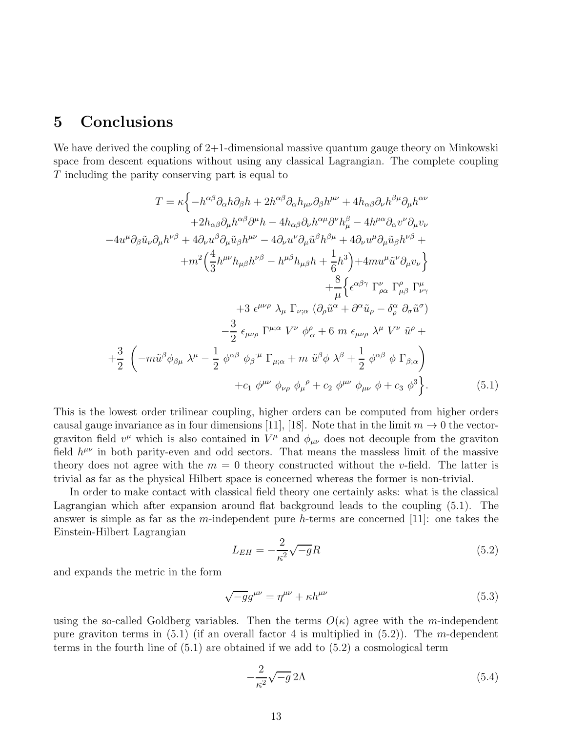## 5 Conclusions

We have derived the coupling of 2+1-dimensional massive quantum gauge theory on Minkowski space from descent equations without using any classical Lagrangian. The complete coupling $T$ including the parity conserving part is equal to

$$
\begin{aligned}
T = \kappa\Big\{ & -h^{\alpha\beta}\partial_\alpha h \partial_\beta h + 2h^{\alpha\beta}\partial_\alpha h_{\mu\nu}\partial_\beta h^{\mu\nu} + 4h_{\alpha\beta}\partial_\nu h^{\beta\mu}\partial_\mu h^{\alpha\nu} \\
& +2h_{\alpha\beta}\partial_\mu h^{\alpha\beta}\partial^\mu h - 4h_{\alpha\beta}\partial_\nu h^{\alpha\mu}\partial^\nu h^\beta_\mu - 4h^{\mu\alpha}\partial_\alpha v^\nu \partial_\mu v_\nu \\
& -4u^\mu \partial_\beta \tilde{u}_\nu \partial_\mu h^{\nu\beta} + 4\partial_\nu u^\beta \partial_\mu \tilde{u}_\beta h^{\mu\nu} - 4\partial_\nu u^\nu \partial_\mu \tilde{u}^\beta h^{\beta\mu} + 4\partial_\nu u^\mu \partial_\mu \tilde{u}_\beta h^{\nu\beta} + \\
& + m^2\Big(\frac{4}{3}h^{\mu\nu}h_{\mu\beta}h^{\nu\beta} - h^{\mu\beta}h_{\mu\beta}h + \frac{1}{6}h^3\Big) + 4mu^\mu \tilde{u}^\nu \partial_\mu v_\nu \Big\} \\
& + \frac{8}{\mu}\Big\{ \epsilon^{\alpha\beta\gamma}\ \Gamma^\nu_{\rho\alpha}\ \Gamma^\rho_{\mu\beta}\ \Gamma^\mu_{\nu\gamma} \\
& +3\ \epsilon^{\mu\nu\rho}\ \lambda_\mu\ \Gamma_{\nu;\alpha}\ (\partial_\rho \tilde{u}^\alpha + \partial^\alpha \tilde{u}_\rho - \delta^\alpha_\rho\ \partial_\sigma \tilde{u}^\sigma) \\
& -\frac{3}{2}\ \epsilon_{\mu\nu\rho}\ \Gamma^{\mu;\alpha}\ V^\nu\ \phi^\rho_{\ \alpha} + 6\ m\ \epsilon_{\mu\nu\rho}\ \lambda^\mu\ V^\nu\ \tilde{u}^\rho + \\
& + \frac{3}{2}\ \Big( -m\tilde{u}^\beta \phi_{\beta\mu}\ \lambda^\mu - \frac{1}{2}\ \phi^{\alpha\beta}\ \phi_\beta^{\ \cdot\mu}\ \Gamma_{\mu;\alpha} + m\ \tilde{u}^\beta \phi\ \lambda^\beta + \frac{1}{2}\ \phi^{\alpha\beta}\ \phi\ \Gamma_{\beta;\alpha} \Big) \\
& + c_1\ \phi^{\mu\nu}\ \phi_{\nu\rho}\ \phi_\mu^{\ \rho} + c_2\ \phi^{\mu\nu}\ \phi_{\mu\nu}\ \phi + c_3\ \phi^3 \Big\}.
\end{aligned}
\tag{5.1}
$$

This is the lowest order trilinear coupling, higher orders can be computed from higher orders causal gauge invariance as in four dimensions [11], [18]. Note that in the limit $m \to 0$ the vector-graviton field $v^\mu$ which is also contained in $V^\mu$ and $\phi_{\mu\nu}$ does not decouple from the graviton field $h^{\mu\nu}$ in both parity-even and odd sectors. That means the massless limit of the massive theory does not agree with the $m = 0$ theory constructed without the $v$-field. The latter is trivial as far as the physical Hilbert space is concerned whereas the former is non-trivial.

In order to make contact with classical field theory one certainly asks: what is the classical Lagrangian which after expansion around flat background leads to the coupling (5.1). The answer is simple as far as the $m$-independent pure $h$-terms are concerned [11]: one takes the Einstein-Hilbert Lagrangian

$$L_{EH} = -\frac{2}{\kappa^2}\sqrt{-g}R \tag{5.2}$$

and expands the metric in the form

$$\sqrt{-g}g^{\mu\nu} = \eta^{\mu\nu} + \kappa h^{\mu\nu} \tag{5.3}$$

using the so-called Goldberg variables. Then the terms $O(\kappa)$ agree with the $m$-independent pure graviton terms in (5.1) (if an overall factor 4 is multiplied in (5.2)). The $m$-dependent terms in the fourth line of (5.1) are obtained if we add to (5.2) a cosmological term

$$-\frac{2}{\kappa^2}\sqrt{-g}\,2\Lambda \tag{5.4}$$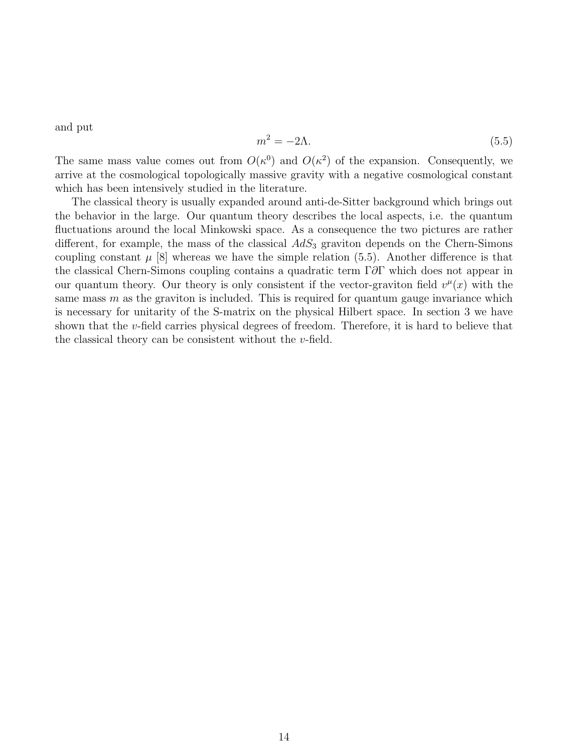and put

$$m^2 = -2\Lambda. \tag{5.5}$$

The same mass value comes out from $O(\kappa^0)$ and $O(\kappa^2)$ of the expansion. Consequently, we arrive at the cosmological topologically massive gravity with a negative cosmological constant which has been intensively studied in the literature.

The classical theory is usually expanded around anti-de-Sitter background which brings out the behavior in the large. Our quantum theory describes the local aspects, i.e. the quantum fluctuations around the local Minkowski space. As a consequence the two pictures are rather different, for example, the mass of the classical $AdS_3$ graviton depends on the Chern-Simons coupling constant $\mu$ [8] whereas we have the simple relation (5.5). Another difference is that the classical Chern-Simons coupling contains a quadratic term $\Gamma\partial\Gamma$ which does not appear in our quantum theory. Our theory is only consistent if the vector-graviton field $v^\mu(x)$ with the same mass $m$ as the graviton is included. This is required for quantum gauge invariance which is necessary for unitarity of the S-matrix on the physical Hilbert space. In section 3 we have shown that the $v$-field carries physical degrees of freedom. Therefore, it is hard to believe that the classical theory can be consistent without the $v$-field.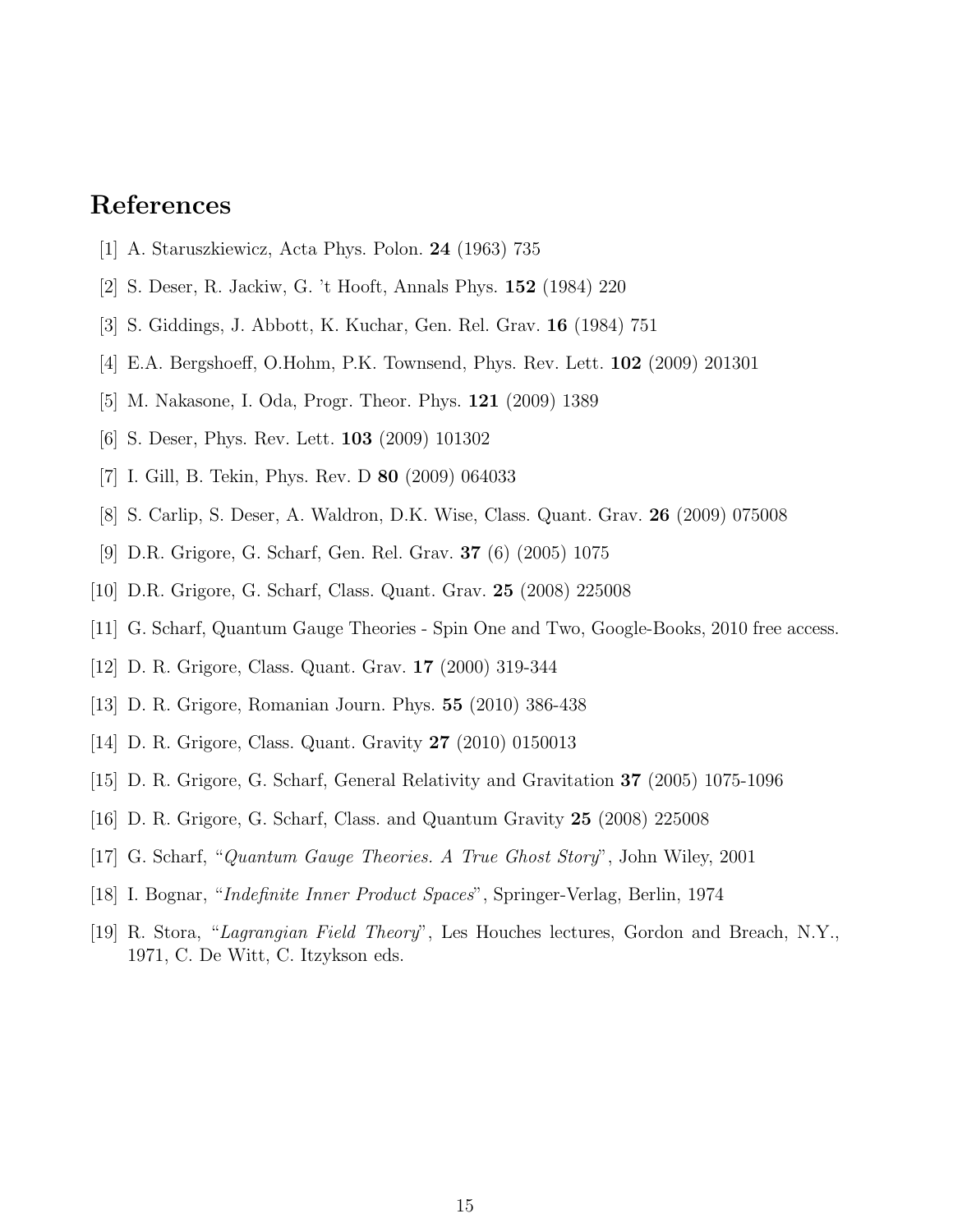## References

[1] A. Staruszkiewicz, Acta Phys. Polon. **24** (1963) 735

[2] S. Deser, R. Jackiw, G. 't Hooft, Annals Phys. **152** (1984) 220

[3] S. Giddings, J. Abbott, K. Kuchar, Gen. Rel. Grav. **16** (1984) 751

[4] E.A. Bergshoeff, O.Hohm, P.K. Townsend, Phys. Rev. Lett. **102** (2009) 201301

[5] M. Nakasone, I. Oda, Progr. Theor. Phys. **121** (2009) 1389

[6] S. Deser, Phys. Rev. Lett. **103** (2009) 101302

[7] I. Gill, B. Tekin, Phys. Rev. D **80** (2009) 064033

[8] S. Carlip, S. Deser, A. Waldron, D.K. Wise, Class. Quant. Grav. **26** (2009) 075008

[9] D.R. Grigore, G. Scharf, Gen. Rel. Grav. **37** (6) (2005) 1075

[10] D.R. Grigore, G. Scharf, Class. Quant. Grav. **25** (2008) 225008

[11] G. Scharf, Quantum Gauge Theories - Spin One and Two, Google-Books, 2010 free access.

[12] D. R. Grigore, Class. Quant. Grav. **17** (2000) 319-344

[13] D. R. Grigore, Romanian Journ. Phys. **55** (2010) 386-438

[14] D. R. Grigore, Class. Quant. Gravity **27** (2010) 0150013

[15] D. R. Grigore, G. Scharf, General Relativity and Gravitation **37** (2005) 1075-1096

[16] D. R. Grigore, G. Scharf, Class. and Quantum Gravity **25** (2008) 225008

[17] G. Scharf, "*Quantum Gauge Theories. A True Ghost Story*", John Wiley, 2001

[18] I. Bognar, "*Indefinite Inner Product Spaces*", Springer-Verlag, Berlin, 1974

[19] R. Stora, "*Lagrangian Field Theory*", Les Houches lectures, Gordon and Breach, N.Y., 1971, C. De Witt, C. Itzykson eds.